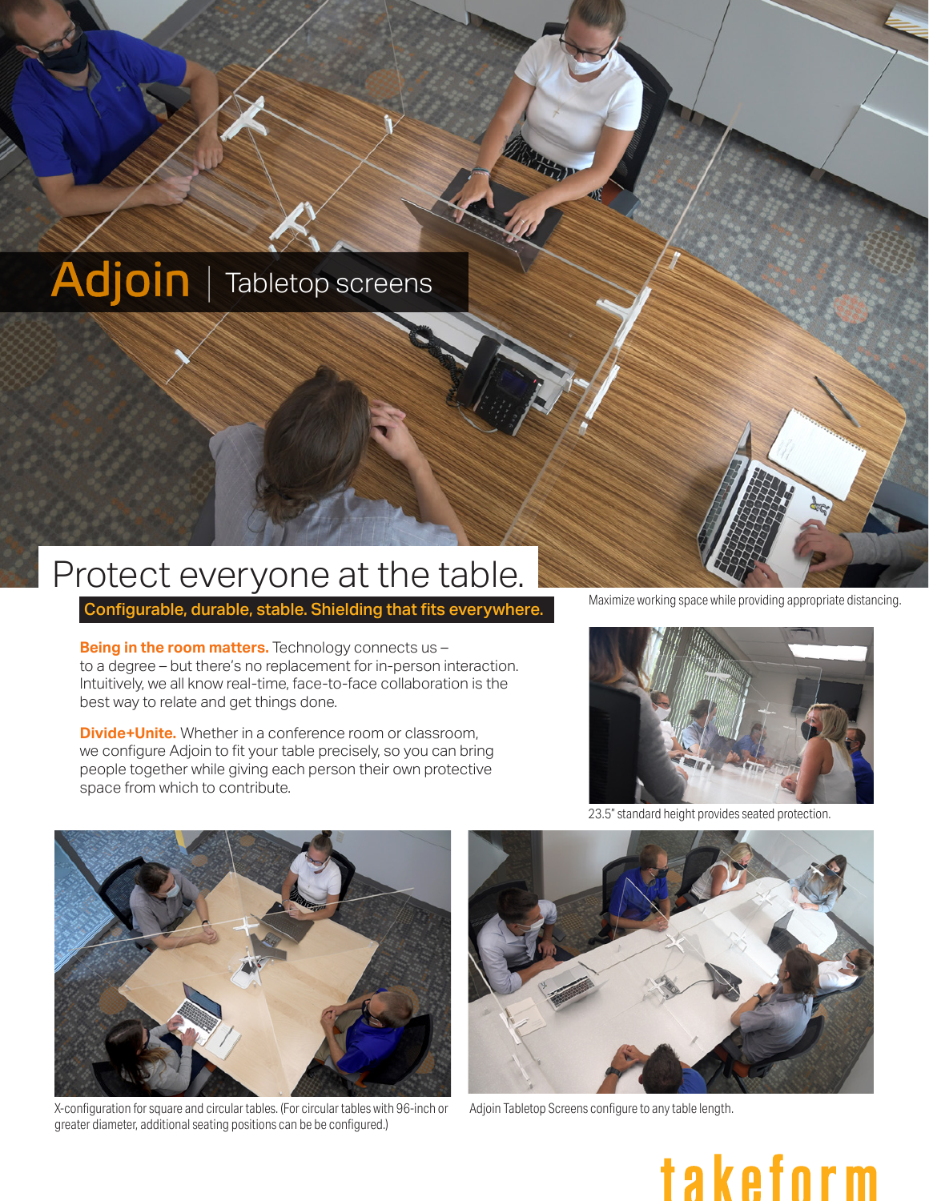# Adjoin | Tabletop screens

## Protect everyone at the table.

**Configurable, durable, stable. Shielding that fits everywhere.**

Maximize working space while providing appropriate distancing.

**Being in the room matters.** Technology connects us – to a degree – but there's no replacement for in-person interaction. Intuitively, we all know real-time, face-to-face collaboration is the best way to relate and get things done.

**Divide+Unite.** Whether in a conference room or classroom, we configure Adjoin to fit your table precisely, so you can bring people together while giving each person their own protective space from which to contribute.

23.5" standard height provides seated protection.

X-configuration for square and circular tables. (For circular tables with 96-inch or greater diameter, additional seating positions can be be configured.)

Adjoin Tabletop Screens configure to any table length.

takeform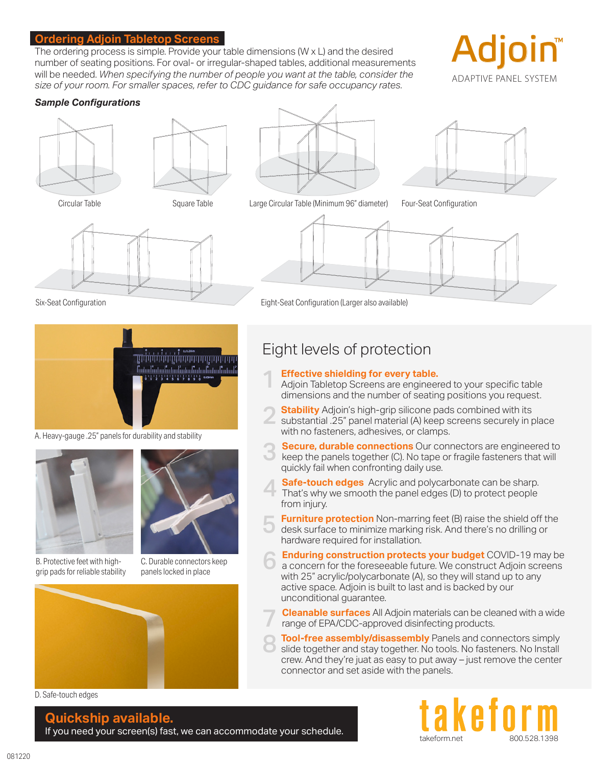## Ordering Adjoin Tabletop Screens

The ordering process is simple. Provide your table dimensions (W x L) and the desired number of seating positions. For oval- or irregular-shaped tables, additional measurements will be needed. *When specifying the number of people you want at the table, consider the size of your room. For smaller spaces, refer to CDC guidance for safe occupancy rates.*

**Adjoin™**
ADAPTIVE PANEL SYSTEM

***Sample Configurations***

Circular Table

Square Table

Large Circular Table (Minimum 96" diameter)

Four-Seat Configuration

Six-Seat Configuration

Eight-Seat Configuration (Larger also available)

A. Heavy-gauge .25" panels for durability and stability

B. Protective feet with high-grip pads for reliable stability

C. Durable connectors keep panels locked in place

D. Safe-touch edges

## Eight levels of protection

1. **Effective shielding for every table.** Adjoin Tabletop Screens are engineered to your specific table dimensions and the number of seating positions you request.
2. **Stability** Adjoin's high-grip silicone pads combined with its substantial .25" panel material (A) keep screens securely in place with no fasteners, adhesives, or clamps.
3. **Secure, durable connections** Our connectors are engineered to keep the panels together (C). No tape or fragile fasteners that will quickly fail when confronting daily use.
4. **Safe-touch edges** Acrylic and polycarbonate can be sharp. That's why we smooth the panel edges (D) to protect people from injury.
5. **Furniture protection** Non-marring feet (B) raise the shield off the desk surface to minimize marking risk. And there's no drilling or hardware required for installation.
6. **Enduring construction protects your budget** COVID-19 may be a concern for the foreseeable future. We construct Adjoin screens with 25" acrylic/polycarbonate (A), so they will stand up to any active space. Adjoin is built to last and is backed by our unconditional guarantee.
7. **Cleanable surfaces** All Adjoin materials can be cleaned with a wide range of EPA/CDC-approved disinfecting products.
8. **Tool-free assembly/disassembly** Panels and connectors simply slide together and stay together. No tools. No fasteners. No Install crew. And they're juat as easy to put away – just remove the center connector and set aside with the panels.

**Quickship available.**
If you need your screen(s) fast, we can accommodate your schedule.

**takeform**
takeform.net 800.528.1398

081220